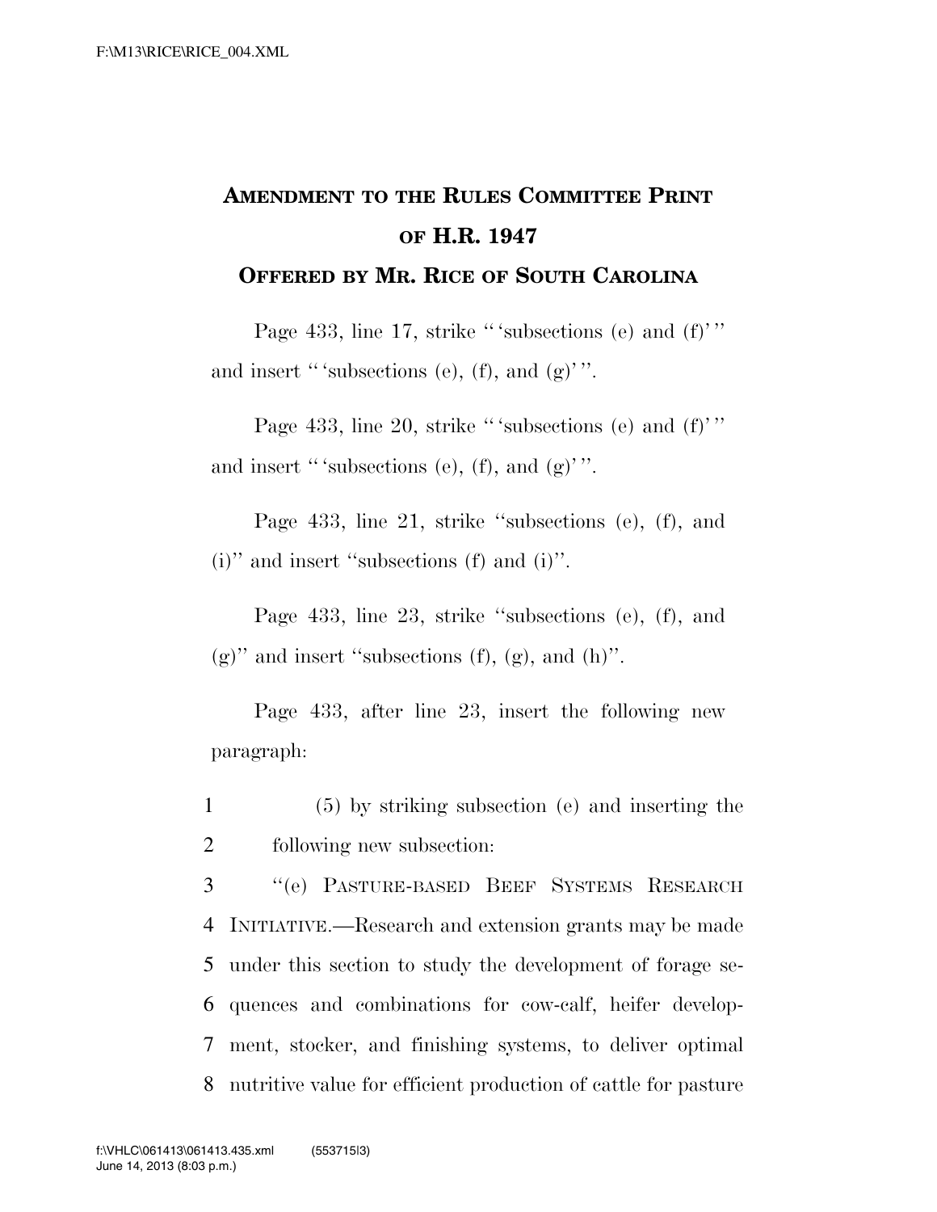# AMENDMENT TO THE RULES COMMITTEE PRINT OF H.R. 1947

## OFFERED BY MR. RICE OF SOUTH CAROLINA

Page 433, line 17, strike "'subsections (e) and (f)'" and insert "'subsections (e), (f), and (g)'".

Page 433, line 20, strike "'subsections (e) and (f)'" and insert "'subsections (e), (f), and (g)'".

Page 433, line 21, strike "subsections (e), (f), and (i)" and insert "subsections (f) and (i)".

Page 433, line 23, strike "subsections (e), (f), and (g)" and insert "subsections (f), (g), and (h)".

Page 433, after line 23, insert the following new paragraph:

1 (5) by striking subsection (e) and inserting the
2 following new subsection:
3 "(e) PASTURE-BASED BEEF SYSTEMS RESEARCH
4 INITIATIVE.—Research and extension grants may be made
5 under this section to study the development of forage se-
6 quences and combinations for cow-calf, heifer develop-
7 ment, stocker, and finishing systems, to deliver optimal
8 nutritive value for efficient production of cattle for pasture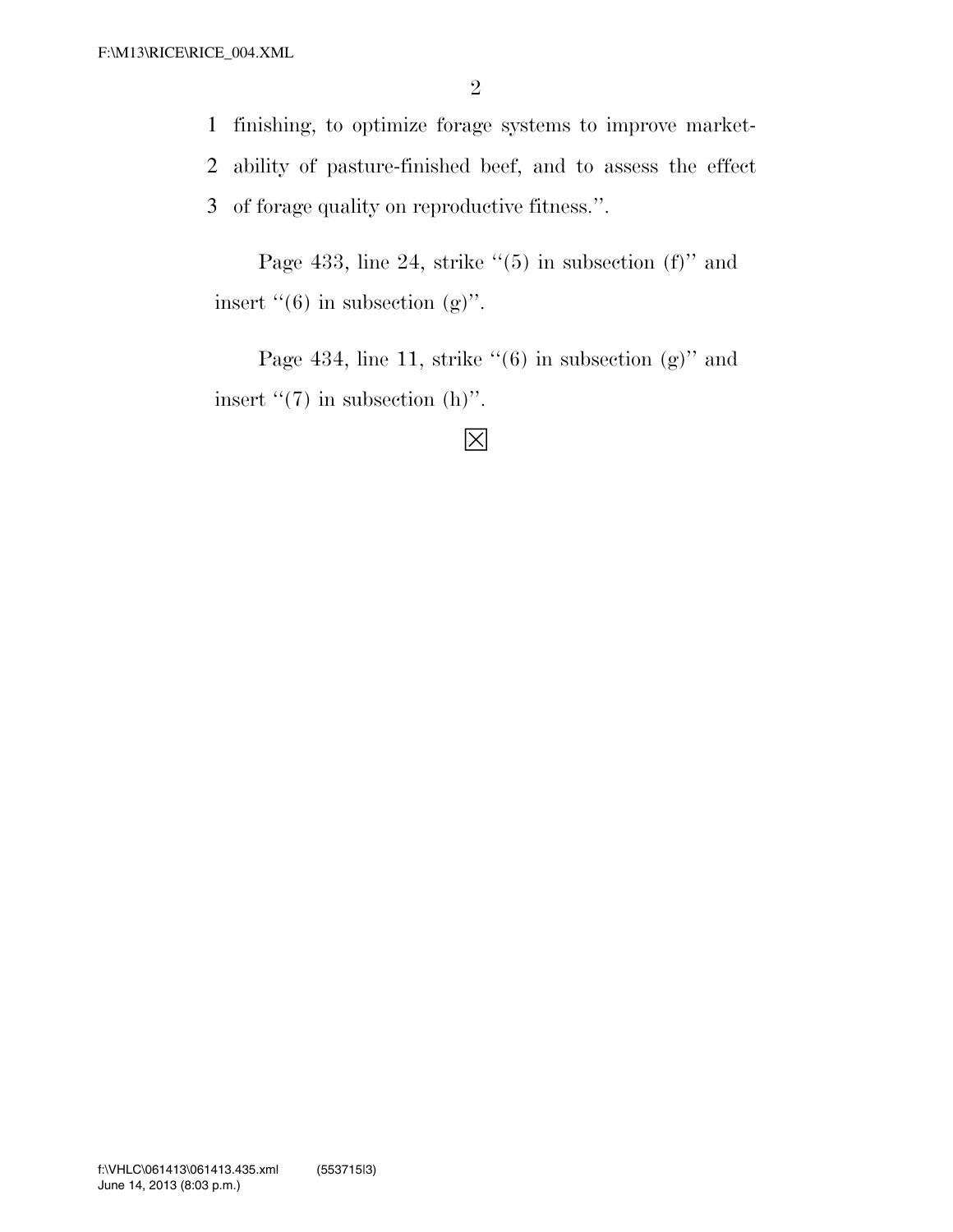finishing, to optimize forage systems to improve marketability of pasture-finished beef, and to assess the effect of forage quality on reproductive fitness.''.

Page 433, line 24, strike ''(5) in subsection (f)'' and insert ''(6) in subsection (g)''.

Page 434, line 11, strike ''(6) in subsection (g)'' and insert ''(7) in subsection (h)''.